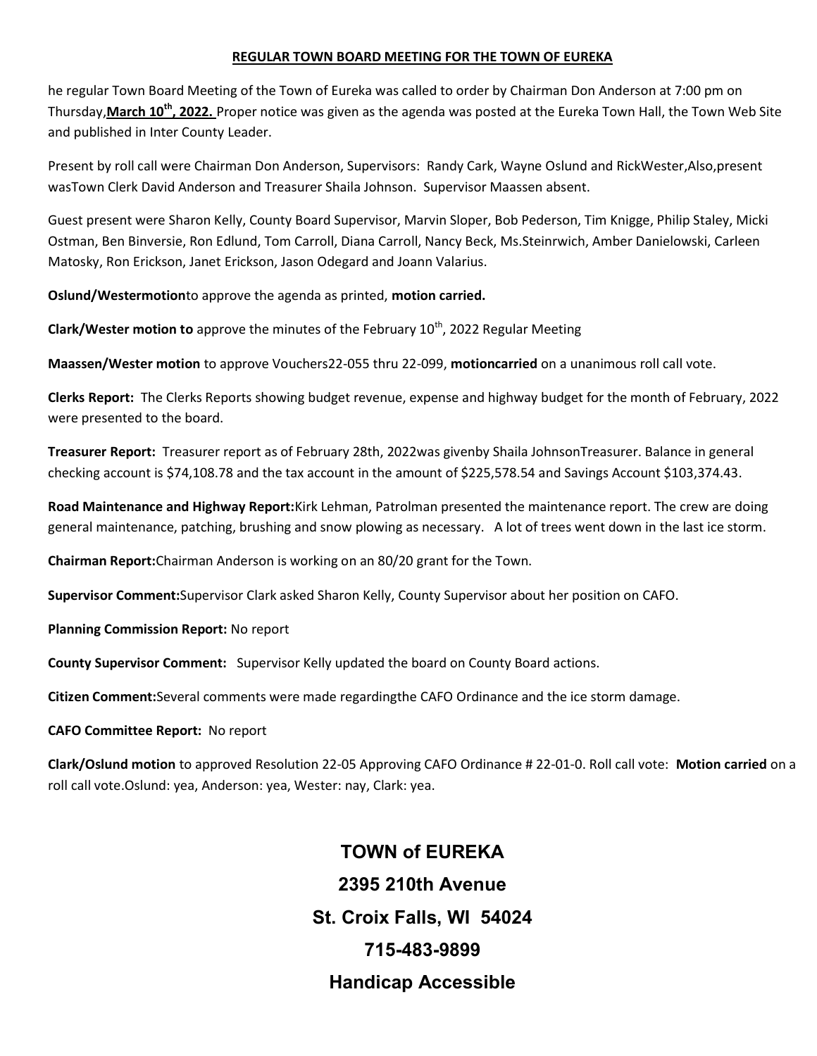**REGULAR TOWN BOARD MEETING FOR THE TOWN OF EUREKA**

he regular Town Board Meeting of the Town of Eureka was called to order by Chairman Don Anderson at 7:00 pm on Thursday,**March 10th, 2022.** Proper notice was given as the agenda was posted at the Eureka Town Hall, the Town Web Site and published in Inter County Leader.

Present by roll call were Chairman Don Anderson, Supervisors: Randy Cark, Wayne Oslund and RickWester,Also,present wasTown Clerk David Anderson and Treasurer Shaila Johnson. Supervisor Maassen absent.

Guest present were Sharon Kelly, County Board Supervisor, Marvin Sloper, Bob Pederson, Tim Knigge, Philip Staley, Micki Ostman, Ben Binversie, Ron Edlund, Tom Carroll, Diana Carroll, Nancy Beck, Ms.Steinrwich, Amber Danielowski, Carleen Matosky, Ron Erickson, Janet Erickson, Jason Odegard and Joann Valarius.

**Oslund/Westermotion**to approve the agenda as printed, **motion carried.**

**Clark/Wester motion to** approve the minutes of the February 10th, 2022 Regular Meeting

**Maassen/Wester motion** to approve Vouchers22-055 thru 22-099, **motioncarried** on a unanimous roll call vote.

**Clerks Report:** The Clerks Reports showing budget revenue, expense and highway budget for the month of February, 2022 were presented to the board.

**Treasurer Report:** Treasurer report as of February 28th, 2022was givenby Shaila JohnsonTreasurer. Balance in general checking account is $74,108.78 and the tax account in the amount of $225,578.54 and Savings Account $103,374.43.

**Road Maintenance and Highway Report:**Kirk Lehman, Patrolman presented the maintenance report. The crew are doing general maintenance, patching, brushing and snow plowing as necessary. A lot of trees went down in the last ice storm.

**Chairman Report:**Chairman Anderson is working on an 80/20 grant for the Town.

**Supervisor Comment:**Supervisor Clark asked Sharon Kelly, County Supervisor about her position on CAFO.

**Planning Commission Report:** No report

**County Supervisor Comment:** Supervisor Kelly updated the board on County Board actions.

**Citizen Comment:**Several comments were made regardingthe CAFO Ordinance and the ice storm damage.

**CAFO Committee Report:** No report

**Clark/Oslund motion** to approved Resolution 22-05 Approving CAFO Ordinance # 22-01-0. Roll call vote: **Motion carried** on a roll call vote.Oslund: yea, Anderson: yea, Wester: nay, Clark: yea.

**TOWN of EUREKA**

**2395 210th Avenue**

**St. Croix Falls, WI 54024**

**715-483-9899**

**Handicap Accessible**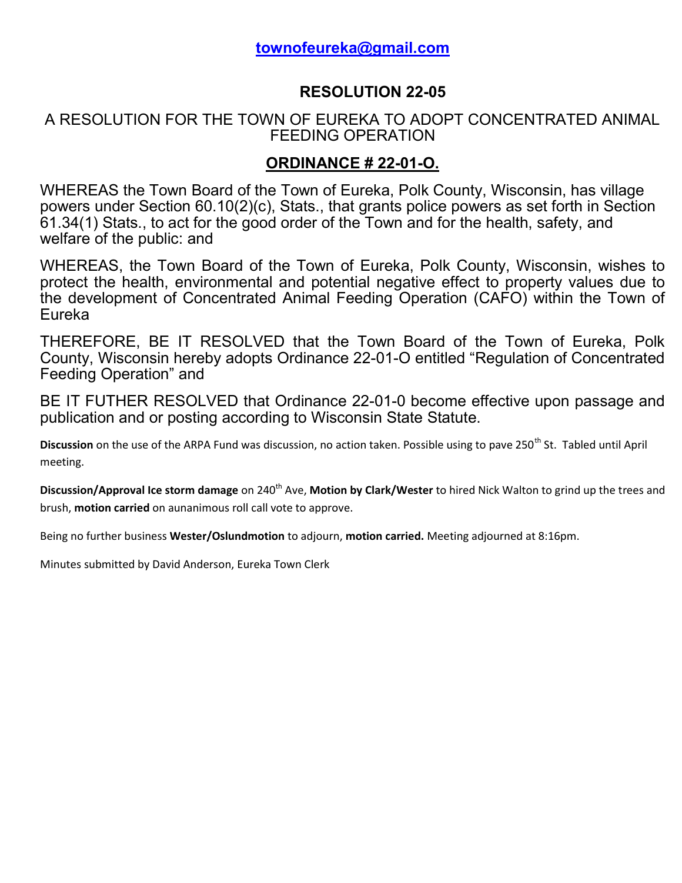**townofeureka@gmail.com**

## RESOLUTION 22-05

A RESOLUTION FOR THE TOWN OF EUREKA TO ADOPT CONCENTRATED ANIMAL FEEDING OPERATION

## ORDINANCE # 22-01-O.

WHEREAS the Town Board of the Town of Eureka, Polk County, Wisconsin, has village powers under Section 60.10(2)(c), Stats., that grants police powers as set forth in Section 61.34(1) Stats., to act for the good order of the Town and for the health, safety, and welfare of the public: and

WHEREAS, the Town Board of the Town of Eureka, Polk County, Wisconsin, wishes to protect the health, environmental and potential negative effect to property values due to the development of Concentrated Animal Feeding Operation (CAFO) within the Town of Eureka

THEREFORE, BE IT RESOLVED that the Town Board of the Town of Eureka, Polk County, Wisconsin hereby adopts Ordinance 22-01-O entitled "Regulation of Concentrated Feeding Operation" and

BE IT FUTHER RESOLVED that Ordinance 22-01-0 become effective upon passage and publication and or posting according to Wisconsin State Statute.

**Discussion** on the use of the ARPA Fund was discussion, no action taken. Possible using to pave 250th St. Tabled until April meeting.

**Discussion/Approval Ice storm damage** on 240th Ave, **Motion by Clark/Wester** to hired Nick Walton to grind up the trees and brush, **motion carried** on aunanimous roll call vote to approve.

Being no further business **Wester/Oslundmotion** to adjourn, **motion carried.** Meeting adjourned at 8:16pm.

Minutes submitted by David Anderson, Eureka Town Clerk